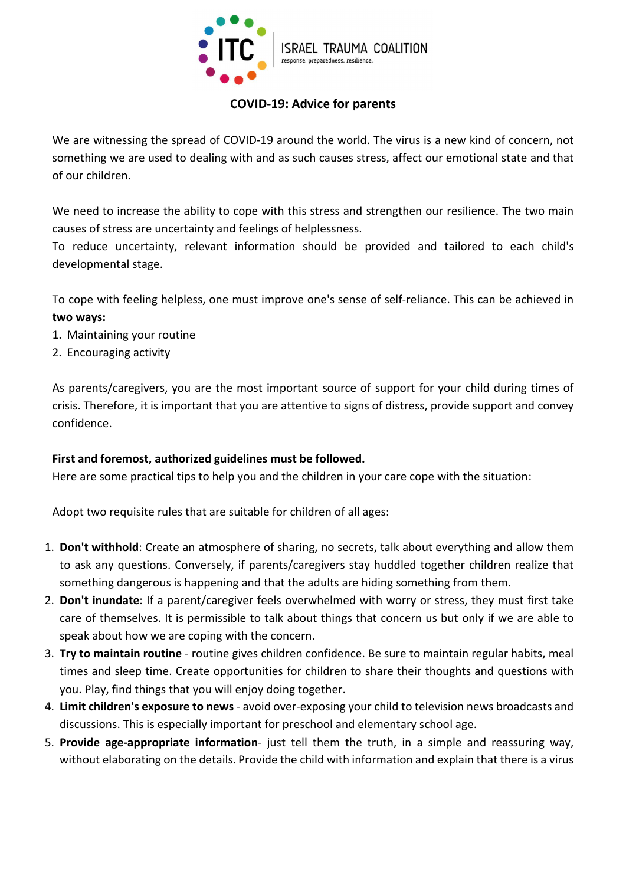ITC ISRAEL TRAUMA COALITION
response. preparedness. resilience.

# COVID-19: Advice for parents

We are witnessing the spread of COVID-19 around the world. The virus is a new kind of concern, not something we are used to dealing with and as such causes stress, affect our emotional state and that of our children.

We need to increase the ability to cope with this stress and strengthen our resilience. The two main causes of stress are uncertainty and feelings of helplessness.
To reduce uncertainty, relevant information should be provided and tailored to each child's developmental stage.

To cope with feeling helpless, one must improve one's sense of self-reliance. This can be achieved in **two ways:**

1. Maintaining your routine
2. Encouraging activity

As parents/caregivers, you are the most important source of support for your child during times of crisis. Therefore, it is important that you are attentive to signs of distress, provide support and convey confidence.

**First and foremost, authorized guidelines must be followed.**
Here are some practical tips to help you and the children in your care cope with the situation:

Adopt two requisite rules that are suitable for children of all ages:

1. **Don't withhold**: Create an atmosphere of sharing, no secrets, talk about everything and allow them to ask any questions. Conversely, if parents/caregivers stay huddled together children realize that something dangerous is happening and that the adults are hiding something from them.
2. **Don't inundate**: If a parent/caregiver feels overwhelmed with worry or stress, they must first take care of themselves. It is permissible to talk about things that concern us but only if we are able to speak about how we are coping with the concern.
3. **Try to maintain routine** - routine gives children confidence. Be sure to maintain regular habits, meal times and sleep time. Create opportunities for children to share their thoughts and questions with you. Play, find things that you will enjoy doing together.
4. **Limit children's exposure to news** - avoid over-exposing your child to television news broadcasts and discussions. This is especially important for preschool and elementary school age.
5. **Provide age-appropriate information**- just tell them the truth, in a simple and reassuring way, without elaborating on the details. Provide the child with information and explain that there is a virus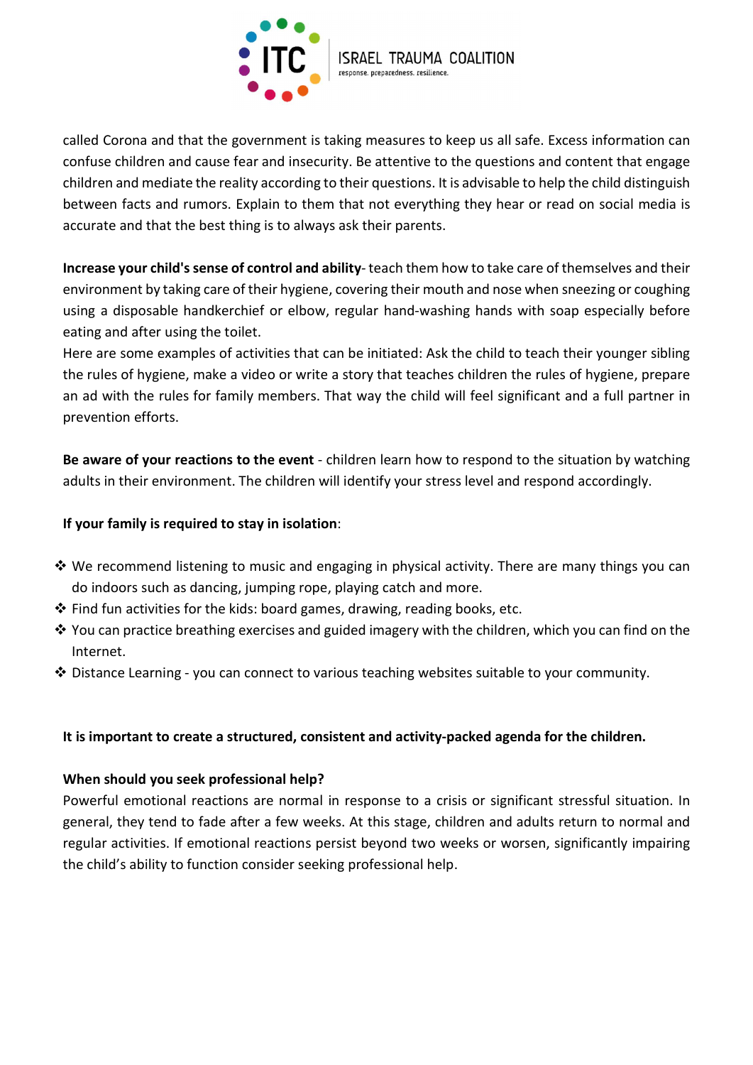called Corona and that the government is taking measures to keep us all safe. Excess information can confuse children and cause fear and insecurity. Be attentive to the questions and content that engage children and mediate the reality according to their questions. It is advisable to help the child distinguish between facts and rumors. Explain to them that not everything they hear or read on social media is accurate and that the best thing is to always ask their parents.

**Increase your child's sense of control and ability**- teach them how to take care of themselves and their environment by taking care of their hygiene, covering their mouth and nose when sneezing or coughing using a disposable handkerchief or elbow, regular hand-washing hands with soap especially before eating and after using the toilet.
Here are some examples of activities that can be initiated: Ask the child to teach their younger sibling the rules of hygiene, make a video or write a story that teaches children the rules of hygiene, prepare an ad with the rules for family members. That way the child will feel significant and a full partner in prevention efforts.

**Be aware of your reactions to the event** - children learn how to respond to the situation by watching adults in their environment. The children will identify your stress level and respond accordingly.

**If your family is required to stay in isolation**:

- We recommend listening to music and engaging in physical activity. There are many things you can do indoors such as dancing, jumping rope, playing catch and more.
- Find fun activities for the kids: board games, drawing, reading books, etc.
- You can practice breathing exercises and guided imagery with the children, which you can find on the Internet.
- Distance Learning - you can connect to various teaching websites suitable to your community.

**It is important to create a structured, consistent and activity-packed agenda for the children.**

**When should you seek professional help?**
Powerful emotional reactions are normal in response to a crisis or significant stressful situation. In general, they tend to fade after a few weeks. At this stage, children and adults return to normal and regular activities. If emotional reactions persist beyond two weeks or worsen, significantly impairing the child's ability to function consider seeking professional help.